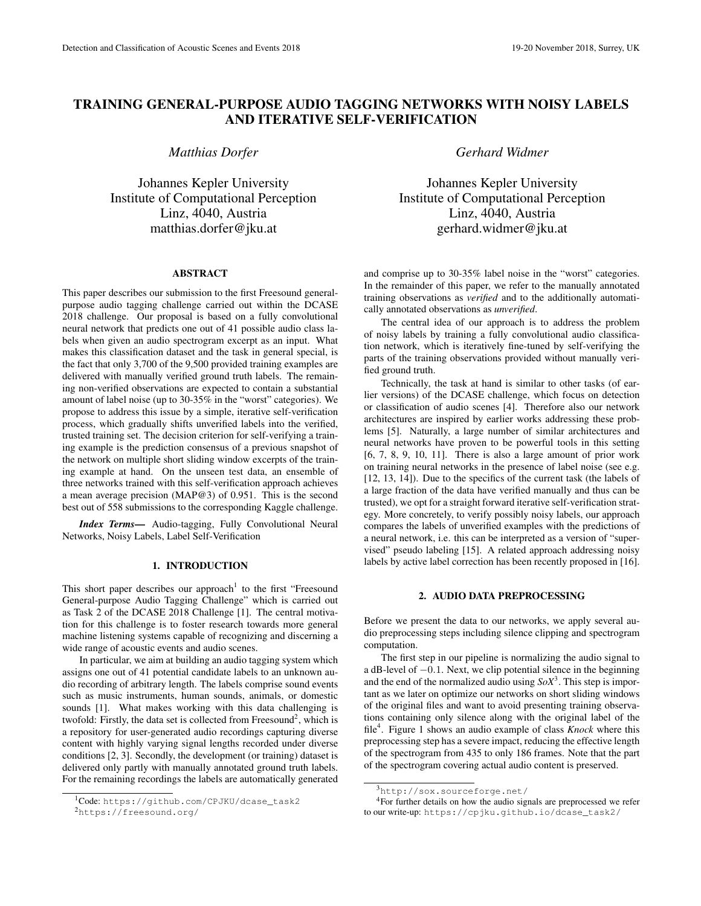# TRAINING GENERAL-PURPOSE AUDIO TAGGING NETWORKS WITH NOISY LABELS AND ITERATIVE SELF-VERIFICATION

*Matthias Dorfer*

Johannes Kepler University
Institute of Computational Perception
Linz, 4040, Austria
matthias.dorfer@jku.at

*Gerhard Widmer*

Johannes Kepler University
Institute of Computational Perception
Linz, 4040, Austria
gerhard.widmer@jku.at

## ABSTRACT

This paper describes our submission to the first Freesound general-purpose audio tagging challenge carried out within the DCASE 2018 challenge. Our proposal is based on a fully convolutional neural network that predicts one out of 41 possible audio class labels when given an audio spectrogram excerpt as an input. What makes this classification dataset and the task in general special, is the fact that only 3,700 of the 9,500 provided training examples are delivered with manually verified ground truth labels. The remaining non-verified observations are expected to contain a substantial amount of label noise (up to 30-35% in the "worst" categories). We propose to address this issue by a simple, iterative self-verification process, which gradually shifts unverified labels into the verified, trusted training set. The decision criterion for self-verifying a training example is the prediction consensus of a previous snapshot of the network on multiple short sliding window excerpts of the training example at hand. On the unseen test data, an ensemble of three networks trained with this self-verification approach achieves a mean average precision (MAP@3) of 0.951. This is the second best out of 558 submissions to the corresponding Kaggle challenge.

***Index Terms***— Audio-tagging, Fully Convolutional Neural Networks, Noisy Labels, Label Self-Verification

## 1. INTRODUCTION

This short paper describes our approach[1] to the first "Freesound General-purpose Audio Tagging Challenge" which is carried out as Task 2 of the DCASE 2018 Challenge [1]. The central motivation for this challenge is to foster research towards more general machine listening systems capable of recognizing and discerning a wide range of acoustic events and audio scenes.

In particular, we aim at building an audio tagging system which assigns one out of 41 potential candidate labels to an unknown audio recording of arbitrary length. The labels comprise sound events such as music instruments, human sounds, animals, or domestic sounds [1]. What makes working with this data challenging is twofold: Firstly, the data set is collected from Freesound[2], which is a repository for user-generated audio recordings capturing diverse content with highly varying signal lengths recorded under diverse conditions [2, 3]. Secondly, the development (or training) dataset is delivered only partly with manually annotated ground truth labels. For the remaining recordings the labels are automatically generated and comprise up to 30-35% label noise in the "worst" categories. In the remainder of this paper, we refer to the manually annotated training observations as *verified* and to the additionally automatically annotated observations as ***unverified***.

The central idea of our approach is to address the problem of noisy labels by training a fully convolutional audio classification network, which is iteratively fine-tuned by self-verifying the parts of the training observations provided without manually verified ground truth.

Technically, the task at hand is similar to other tasks (of earlier versions) of the DCASE challenge, which focus on detection or classification of audio scenes [4]. Therefore also our network architectures are inspired by earlier works addressing these problems [5]. Naturally, a large number of similar architectures and neural networks have proven to be powerful tools in this setting [6, 7, 8, 9, 10, 11]. There is also a large amount of prior work on training neural networks in the presence of label noise (see e.g. [12, 13, 14]). Due to the specifics of the current task (the labels of a large fraction of the data have verified manually and thus can be trusted), we opt for a straight forward iterative self-verification strategy. More concretely, to verify possibly noisy labels, our approach compares the labels of unverified examples with the predictions of a neural network, i.e. this can be interpreted as a version of "supervised" pseudo labeling [15]. A related approach addressing noisy labels by active label correction has been recently proposed in [16].

## 2. AUDIO DATA PREPROCESSING

Before we present the data to our networks, we apply several audio preprocessing steps including silence clipping and spectrogram computation.

The first step in our pipeline is normalizing the audio signal to a dB-level of $-0.1$. Next, we clip potential silence in the beginning and the end of the normalized audio using *SoX*[3]. This step is important as we later on optimize our networks on short sliding windows of the original files and want to avoid presenting training observations containing only silence along with the original label of the file[4]. Figure 1 shows an audio example of class *Knock* where this preprocessing step has a severe impact, reducing the effective length of the spectrogram from 435 to only 186 frames. Note that the part of the spectrogram covering actual audio content is preserved.

[1] Code: https://github.com/CPJKU/dcase_task2

[2] https://freesound.org/

[3] http://sox.sourceforge.net/

[4] For further details on how the audio signals are preprocessed we refer to our write-up: https://cpjku.github.io/dcase_task2/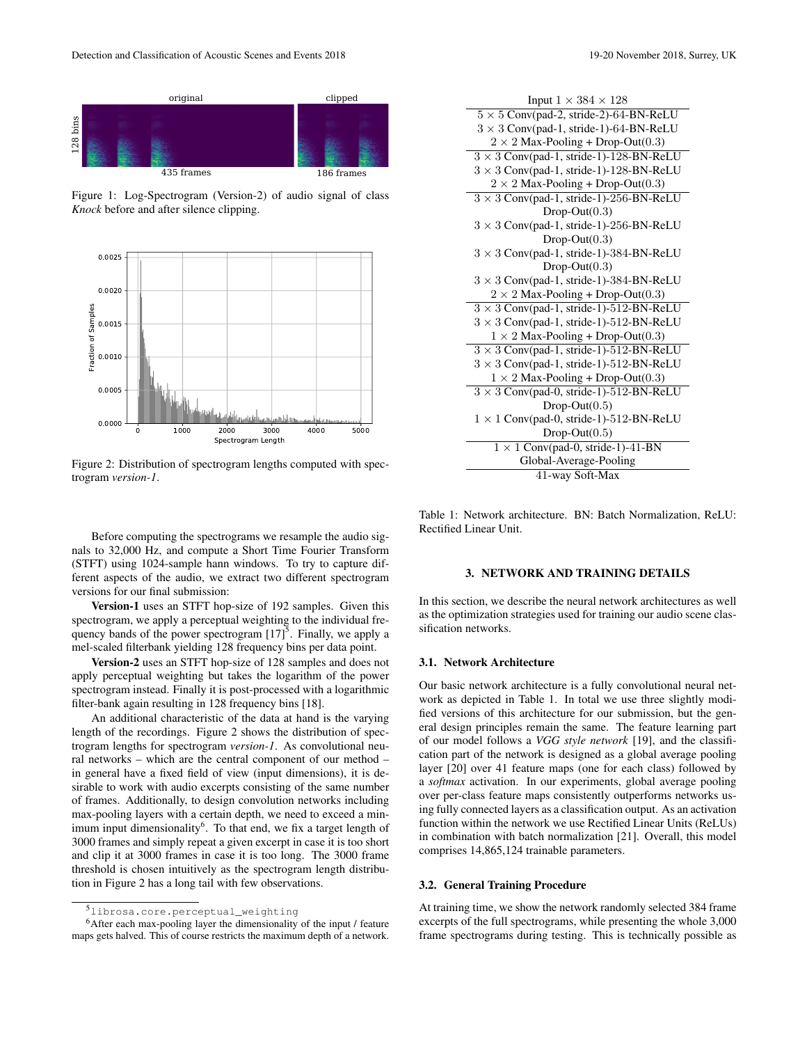Figure 1: Log-Spectrogram (Version-2) of audio signal of class *Knock* before and after silence clipping.

Figure 2: Distribution of spectrogram lengths computed with spectrogram *version-1*.

Before computing the spectrograms we resample the audio signals to 32,000 Hz, and compute a Short Time Fourier Transform (STFT) using 1024-sample hann windows. To try to capture different aspects of the audio, we extract two different spectrogram versions for our final submission:

**Version-1** uses an STFT hop-size of 192 samples. Given this spectrogram, we apply a perceptual weighting to the individual frequency bands of the power spectrogram [17][5]. Finally, we apply a mel-scaled filterbank yielding 128 frequency bins per data point.

**Version-2** uses an STFT hop-size of 128 samples and does not apply perceptual weighting but takes the logarithm of the power spectrogram instead. Finally it is post-processed with a logarithmic filter-bank again resulting in 128 frequency bins [18].

An additional characteristic of the data at hand is the varying length of the recordings. Figure 2 shows the distribution of spectrogram lengths for spectrogram *version-1*. As convolutional neural networks – which are the central component of our method – in general have a fixed field of view (input dimensions), it is desirable to work with audio excerpts consisting of the same number of frames. Additionally, to design convolution networks including max-pooling layers with a certain depth, we need to exceed a minimum input dimensionality[6]. To that end, we fix a target length of 3000 frames and simply repeat a given excerpt in case it is too short and clip it at 3000 frames in case it is too long. The 3000 frame threshold is chosen intuitively as the spectrogram length distribution in Figure 2 has a long tail with few observations.

[5] `librosa.core.perceptual_weighting`

[6] After each max-pooling layer the dimensionality of the input / feature maps gets halved. This of course restricts the maximum depth of a network.

| Input $1 \times 384 \times 128$ |
|---|
| $5 \times 5$ Conv(pad-2, stride-2)-64-BN-ReLU |
| $3 \times 3$ Conv(pad-1, stride-1)-64-BN-ReLU |
| $2 \times 2$ Max-Pooling + Drop-Out(0.3) |
| $3 \times 3$ Conv(pad-1, stride-1)-128-BN-ReLU |
| $3 \times 3$ Conv(pad-1, stride-1)-128-BN-ReLU |
| $2 \times 2$ Max-Pooling + Drop-Out(0.3) |
| $3 \times 3$ Conv(pad-1, stride-1)-256-BN-ReLU Drop-Out(0.3) |
| $3 \times 3$ Conv(pad-1, stride-1)-256-BN-ReLU Drop-Out(0.3) |
| $3 \times 3$ Conv(pad-1, stride-1)-384-BN-ReLU Drop-Out(0.3) |
| $3 \times 3$ Conv(pad-1, stride-1)-384-BN-ReLU |
| $2 \times 2$ Max-Pooling + Drop-Out(0.3) |
| $3 \times 3$ Conv(pad-1, stride-1)-512-BN-ReLU |
| $3 \times 3$ Conv(pad-1, stride-1)-512-BN-ReLU |
| $1 \times 2$ Max-Pooling + Drop-Out(0.3) |
| $3 \times 3$ Conv(pad-1, stride-1)-512-BN-ReLU |
| $3 \times 3$ Conv(pad-1, stride-1)-512-BN-ReLU |
| $1 \times 2$ Max-Pooling + Drop-Out(0.3) |
| $3 \times 3$ Conv(pad-0, stride-1)-512-BN-ReLU Drop-Out(0.5) |
| $1 \times 1$ Conv(pad-0, stride-1)-512-BN-ReLU Drop-Out(0.5) |
| $1 \times 1$ Conv(pad-0, stride-1)-41-BN |
| Global-Average-Pooling |
| 41-way Soft-Max |

Table 1: Network architecture. BN: Batch Normalization, ReLU: Rectified Linear Unit.

## 3. NETWORK AND TRAINING DETAILS

In this section, we describe the neural network architectures as well as the optimization strategies used for training our audio scene classification networks.

### 3.1. Network Architecture

Our basic network architecture is a fully convolutional neural network as depicted in Table 1. In total we use three slightly modified versions of this architecture for our submission, but the general design principles remain the same. The feature learning part of our model follows a *VGG style network* [19], and the classification part of the network is designed as a global average pooling layer [20] over 41 feature maps (one for each class) followed by a *softmax* activation. In our experiments, global average pooling over per-class feature maps consistently outperforms networks using fully connected layers as a classification output. As an activation function within the network we use Rectified Linear Units (ReLUs) in combination with batch normalization [21]. Overall, this model comprises 14,865,124 trainable parameters.

### 3.2. General Training Procedure

At training time, we show the network randomly selected 384 frame excerpts of the full spectrograms, while presenting the whole 3,000 frame spectrograms during testing. This is technically possible as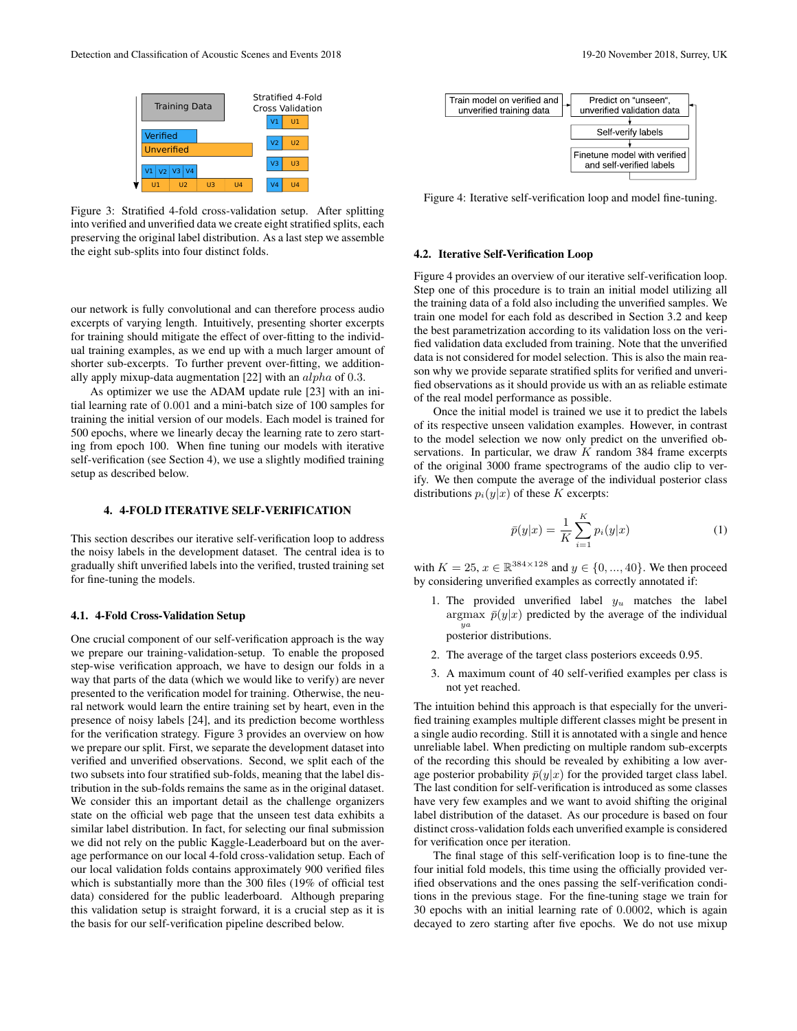Figure 3: Stratified 4-fold cross-validation setup. After splitting into verified and unverified data we create eight stratified splits, each preserving the original label distribution. As a last step we assemble the eight sub-splits into four distinct folds.

our network is fully convolutional and can therefore process audio excerpts of varying length. Intuitively, presenting shorter excerpts for training should mitigate the effect of over-fitting to the individual training examples, as we end up with a much larger amount of shorter sub-excerpts. To further prevent over-fitting, we additionally apply mixup-data augmentation [22] with an $alpha$ of 0.3.

As optimizer we use the ADAM update rule [23] with an initial learning rate of 0.001 and a mini-batch size of 100 samples for training the initial version of our models. Each model is trained for 500 epochs, where we linearly decay the learning rate to zero starting from epoch 100. When fine tuning our models with iterative self-verification (see Section 4), we use a slightly modified training setup as described below.

## 4. 4-FOLD ITERATIVE SELF-VERIFICATION

This section describes our iterative self-verification loop to address the noisy labels in the development dataset. The central idea is to gradually shift unverified labels into the verified, trusted training set for fine-tuning the models.

### 4.1. 4-Fold Cross-Validation Setup

One crucial component of our self-verification approach is the way we prepare our training-validation-setup. To enable the proposed step-wise verification approach, we have to design our folds in a way that parts of the data (which we would like to verify) are never presented to the verification model for training. Otherwise, the neural network would learn the entire training set by heart, even in the presence of noisy labels [24], and its prediction become worthless for the verification strategy. Figure 3 provides an overview on how we prepare our split. First, we separate the development dataset into verified and unverified observations. Second, we split each of the two subsets into four stratified sub-folds, meaning that the label distribution in the sub-folds remains the same as in the original dataset. We consider this an important detail as the challenge organizers state on the official web page that the unseen test data exhibits a similar label distribution. In fact, for selecting our final submission we did not rely on the public Kaggle-Leaderboard but on the average performance on our local 4-fold cross-validation setup. Each of our local validation folds contains approximately 900 verified files which is substantially more than the 300 files (19% of official test data) considered for the public leaderboard. Although preparing this validation setup is straight forward, it is a crucial step as it is the basis for our self-verification pipeline described below.

Figure 4: Iterative self-verification loop and model fine-tuning.

### 4.2. Iterative Self-Verification Loop

Figure 4 provides an overview of our iterative self-verification loop. Step one of this procedure is to train an initial model utilizing all the training data of a fold also including the unverified samples. We train one model for each fold as described in Section 3.2 and keep the best parametrization according to its validation loss on the verified validation data excluded from training. Note that the unverified data is not considered for model selection. This is also the main reason why we provide separate stratified splits for verified and unverified observations as it should provide us with an as reliable estimate of the real model performance as possible.

Once the initial model is trained we use it to predict the labels of its respective unseen validation examples. However, in contrast to the model selection we now only predict on the unverified observations. In particular, we draw $K$ random 384 frame excerpts of the original 3000 frame spectrograms of the audio clip to verify. We then compute the average of the individual posterior class distributions $p_i(y|x)$ of these $K$ excerpts:

$$\bar{p}(y|x) = \frac{1}{K}\sum_{i=1}^{K} p_i(y|x) \tag{1}$$

with $K = 25$, $x \in \mathbb{R}^{384\times128}$ and $y \in \{0, ..., 40\}$. We then proceed by considering unverified examples as correctly annotated if:

1. The provided unverified label $y_u$ matches the label $\underset{y_a}{\operatorname{argmax}}\ \bar{p}(y|x)$ predicted by the average of the individual posterior distributions.
2. The average of the target class posteriors exceeds 0.95.
3. A maximum count of 40 self-verified examples per class is not yet reached.

The intuition behind this approach is that especially for the unverified training examples multiple different classes might be present in a single audio recording. Still it is annotated with a single and hence unreliable label. When predicting on multiple random sub-excerpts of the recording this should be revealed by exhibiting a low average posterior probability $\bar{p}(y|x)$ for the provided target class label. The last condition for self-verification is introduced as some classes have very few examples and we want to avoid shifting the original label distribution of the dataset. As our procedure is based on four distinct cross-validation folds each unverified example is considered for verification once per iteration.

The final stage of this self-verification loop is to fine-tune the four initial fold models, this time using the officially provided verified observations and the ones passing the self-verification conditions in the previous stage. For the fine-tuning stage we train for 30 epochs with an initial learning rate of 0.0002, which is again decayed to zero starting after five epochs. We do not use mixup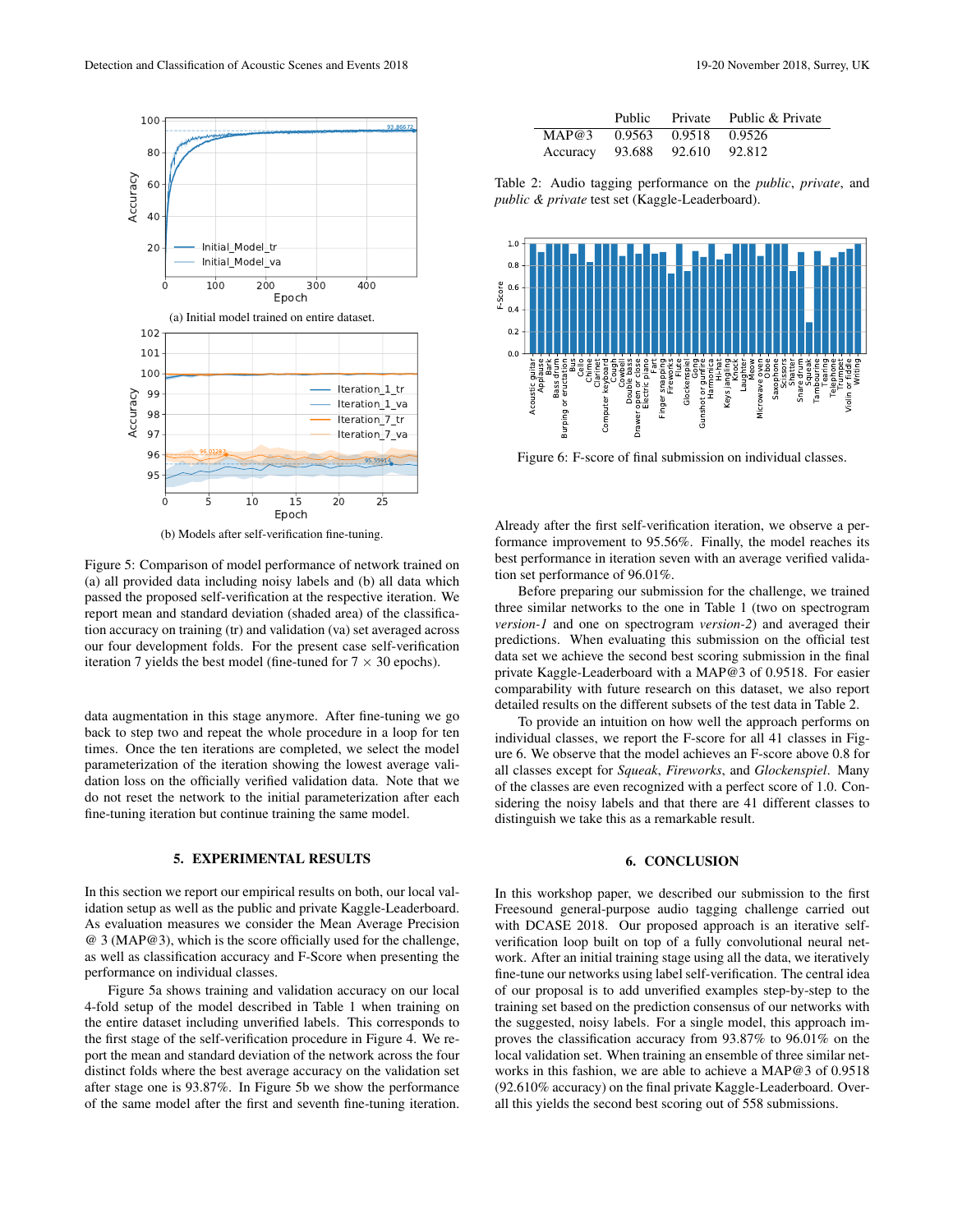(a) Initial model trained on entire dataset.

(b) Models after self-verification fine-tuning.

Figure 5: Comparison of model performance of network trained on (a) all provided data including noisy labels and (b) all data which passed the proposed self-verification at the respective iteration. We report mean and standard deviation (shaded area) of the classification accuracy on training (tr) and validation (va) set averaged across our four development folds. For the present case self-verification iteration 7 yields the best model (fine-tuned for 7 $\times$ 30 epochs).

data augmentation in this stage anymore. After fine-tuning we go back to step two and repeat the whole procedure in a loop for ten times. Once the ten iterations are completed, we select the model parameterization of the iteration showing the lowest average validation loss on the officially verified validation data. Note that we do not reset the network to the initial parameterization after each fine-tuning iteration but continue training the same model.

## 5. EXPERIMENTAL RESULTS

In this section we report our empirical results on both, our local validation setup as well as the public and private Kaggle-Leaderboard. As evaluation measures we consider the Mean Average Precision @ 3 (MAP@3), which is the score officially used for the challenge, as well as classification accuracy and F-Score when presenting the performance on individual classes.

Figure 5a shows training and validation accuracy on our local 4-fold setup of the model described in Table 1 when training on the entire dataset including unverified labels. This corresponds to the first stage of the self-verification procedure in Figure 4. We report the mean and standard deviation of the network across the four distinct folds where the best average accuracy on the validation set after stage one is 93.87%. In Figure 5b we show the performance of the same model after the first and seventh fine-tuning iteration.

| | Public | Private | Public & Private |
|---|---|---|---|
| MAP@3 | 0.9563 | 0.9518 | 0.9526 |
| Accuracy | 93.688 | 92.610 | 92.812 |

Table 2: Audio tagging performance on the *public*, *private*, and *public & private* test set (Kaggle-Leaderboard).

Figure 6: F-score of final submission on individual classes.

Already after the first self-verification iteration, we observe a performance improvement to 95.56%. Finally, the model reaches its best performance in iteration seven with an average verified validation set performance of 96.01%.

Before preparing our submission for the challenge, we trained three similar networks to the one in Table 1 (two on spectrogram *version-1* and one on spectrogram *version-2*) and averaged their predictions. When evaluating this submission on the official test data set we achieve the second best scoring submission in the final private Kaggle-Leaderboard with a MAP@3 of 0.9518. For easier comparability with future research on this dataset, we also report detailed results on the different subsets of the test data in Table 2.

To provide an intuition on how well the approach performs on individual classes, we report the F-score for all 41 classes in Figure 6. We observe that the model achieves an F-score above 0.8 for all classes except for *Squeak*, *Fireworks*, and *Glockenspiel*. Many of the classes are even recognized with a perfect score of 1.0. Considering the noisy labels and that there are 41 different classes to distinguish we take this as a remarkable result.

## 6. CONCLUSION

In this workshop paper, we described our submission to the first Freesound general-purpose audio tagging challenge carried out with DCASE 2018. Our proposed approach is an iterative self-verification loop built on top of a fully convolutional neural network. After an initial training stage using all the data, we iteratively fine-tune our networks using label self-verification. The central idea of our proposal is to add unverified examples step-by-step to the training set based on the prediction consensus of our networks with the suggested, noisy labels. For a single model, this approach improves the classification accuracy from 93.87% to 96.01% on the local validation set. When training an ensemble of three similar networks in this fashion, we are able to achieve a MAP@3 of 0.9518 (92.610% accuracy) on the final private Kaggle-Leaderboard. Overall this yields the second best scoring out of 558 submissions.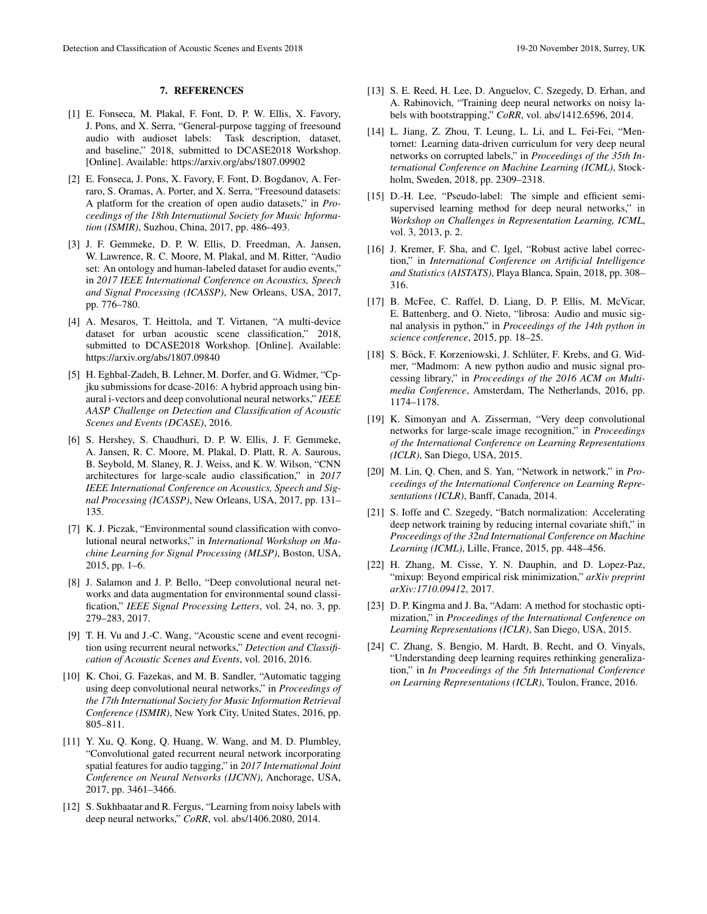## 7. REFERENCES

[1] E. Fonseca, M. Plakal, F. Font, D. P. W. Ellis, X. Favory, J. Pons, and X. Serra, "General-purpose tagging of freesound audio with audioset labels: Task description, dataset, and baseline," 2018, submitted to DCASE2018 Workshop. [Online]. Available: https://arxiv.org/abs/1807.09902

[2] E. Fonseca, J. Pons, X. Favory, F. Font, D. Bogdanov, A. Ferraro, S. Oramas, A. Porter, and X. Serra, "Freesound datasets: A platform for the creation of open audio datasets," in *Proceedings of the 18th International Society for Music Information (ISMIR)*, Suzhou, China, 2017, pp. 486–493.

[3] J. F. Gemmeke, D. P. W. Ellis, D. Freedman, A. Jansen, W. Lawrence, R. C. Moore, M. Plakal, and M. Ritter, "Audio set: An ontology and human-labeled dataset for audio events," in *2017 IEEE International Conference on Acoustics, Speech and Signal Processing (ICASSP)*, New Orleans, USA, 2017, pp. 776–780.

[4] A. Mesaros, T. Heittola, and T. Virtanen, "A multi-device dataset for urban acoustic scene classification," 2018, submitted to DCASE2018 Workshop. [Online]. Available: https://arxiv.org/abs/1807.09840

[5] H. Eghbal-Zadeh, B. Lehner, M. Dorfer, and G. Widmer, "Cp-jku submissions for dcase-2016: A hybrid approach using binaural i-vectors and deep convolutional neural networks," *IEEE AASP Challenge on Detection and Classification of Acoustic Scenes and Events (DCASE)*, 2016.

[6] S. Hershey, S. Chaudhuri, D. P. W. Ellis, J. F. Gemmeke, A. Jansen, R. C. Moore, M. Plakal, D. Platt, R. A. Saurous, B. Seybold, M. Slaney, R. J. Weiss, and K. W. Wilson, "CNN architectures for large-scale audio classification," in *2017 IEEE International Conference on Acoustics, Speech and Signal Processing (ICASSP)*, New Orleans, USA, 2017, pp. 131–135.

[7] K. J. Piczak, "Environmental sound classification with convolutional neural networks," in *International Workshop on Machine Learning for Signal Processing (MLSP)*, Boston, USA, 2015, pp. 1–6.

[8] J. Salamon and J. P. Bello, "Deep convolutional neural networks and data augmentation for environmental sound classification," *IEEE Signal Processing Letters*, vol. 24, no. 3, pp. 279–283, 2017.

[9] T. H. Vu and J.-C. Wang, "Acoustic scene and event recognition using recurrent neural networks," *Detection and Classification of Acoustic Scenes and Events*, vol. 2016, 2016.

[10] K. Choi, G. Fazekas, and M. B. Sandler, "Automatic tagging using deep convolutional neural networks," in *Proceedings of the 17th International Society for Music Information Retrieval Conference (ISMIR)*, New York City, United States, 2016, pp. 805–811.

[11] Y. Xu, Q. Kong, Q. Huang, W. Wang, and M. D. Plumbley, "Convolutional gated recurrent neural network incorporating spatial features for audio tagging," in *2017 International Joint Conference on Neural Networks (IJCNN)*, Anchorage, USA, 2017, pp. 3461–3466.

[12] S. Sukhbaatar and R. Fergus, "Learning from noisy labels with deep neural networks," *CoRR*, vol. abs/1406.2080, 2014.

[13] S. E. Reed, H. Lee, D. Anguelov, C. Szegedy, D. Erhan, and A. Rabinovich, "Training deep neural networks on noisy labels with bootstrapping," *CoRR*, vol. abs/1412.6596, 2014.

[14] L. Jiang, Z. Zhou, T. Leung, L. Li, and L. Fei-Fei, "Mentornet: Learning data-driven curriculum for very deep neural networks on corrupted labels," in *Proceedings of the 35th International Conference on Machine Learning (ICML)*, Stockholm, Sweden, 2018, pp. 2309–2318.

[15] D.-H. Lee, "Pseudo-label: The simple and efficient semi-supervised learning method for deep neural networks," in *Workshop on Challenges in Representation Learning, ICML*, vol. 3, 2013, p. 2.

[16] J. Kremer, F. Sha, and C. Igel, "Robust active label correction," in *International Conference on Artificial Intelligence and Statistics (AISTATS)*, Playa Blanca, Spain, 2018, pp. 308–316.

[17] B. McFee, C. Raffel, D. Liang, D. P. Ellis, M. McVicar, E. Battenberg, and O. Nieto, "librosa: Audio and music signal analysis in python," in *Proceedings of the 14th python in science conference*, 2015, pp. 18–25.

[18] S. Böck, F. Korzeniowski, J. Schlüter, F. Krebs, and G. Widmer, "Madmom: A new python audio and music signal processing library," in *Proceedings of the 2016 ACM on Multimedia Conference*, Amsterdam, The Netherlands, 2016, pp. 1174–1178.

[19] K. Simonyan and A. Zisserman, "Very deep convolutional networks for large-scale image recognition," in *Proceedings of the International Conference on Learning Representations (ICLR)*, San Diego, USA, 2015.

[20] M. Lin, Q. Chen, and S. Yan, "Network in network," in *Proceedings of the International Conference on Learning Representations (ICLR)*, Banff, Canada, 2014.

[21] S. Ioffe and C. Szegedy, "Batch normalization: Accelerating deep network training by reducing internal covariate shift," in *Proceedings of the 32nd International Conference on Machine Learning (ICML)*, Lille, France, 2015, pp. 448–456.

[22] H. Zhang, M. Cisse, Y. N. Dauphin, and D. Lopez-Paz, "mixup: Beyond empirical risk minimization," *arXiv preprint arXiv:1710.09412*, 2017.

[23] D. P. Kingma and J. Ba, "Adam: A method for stochastic optimization," in *Proceedings of the International Conference on Learning Representations (ICLR)*, San Diego, USA, 2015.

[24] C. Zhang, S. Bengio, M. Hardt, B. Recht, and O. Vinyals, "Understanding deep learning requires rethinking generalization," in *In Proceedings of the 5th International Conference on Learning Representations (ICLR)*, Toulon, France, 2016.